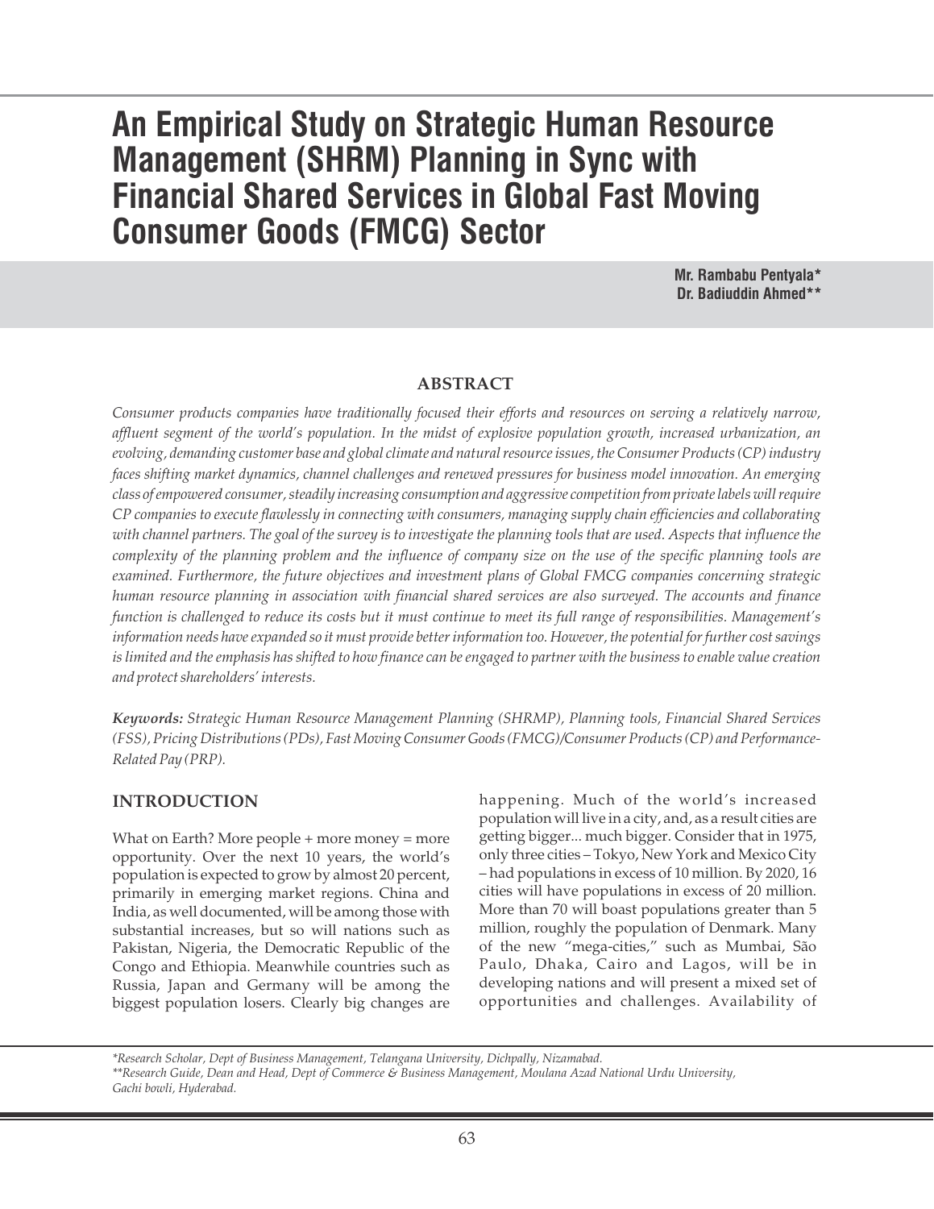# An Empirical Study on Strategic Human Resource Management (SHRM) Planning in Sync with Financial Shared Services in Global Fast Moving Consumer Goods (FMCG) Sector

**Mr. Rambabu Pentyala***
**Dr. Badiuddin Ahmed****

## ABSTRACT

*Consumer products companies have traditionally focused their efforts and resources on serving a relatively narrow, affluent segment of the world's population. In the midst of explosive population growth, increased urbanization, an evolving, demanding customer base and global climate and natural resource issues, the Consumer Products (CP) industry faces shifting market dynamics, channel challenges and renewed pressures for business model innovation. An emerging class of empowered consumer, steadily increasing consumption and aggressive competition from private labels will require CP companies to execute flawlessly in connecting with consumers, managing supply chain efficiencies and collaborating with channel partners. The goal of the survey is to investigate the planning tools that are used. Aspects that influence the complexity of the planning problem and the influence of company size on the use of the specific planning tools are examined. Furthermore, the future objectives and investment plans of Global FMCG companies concerning strategic human resource planning in association with financial shared services are also surveyed. The accounts and finance function is challenged to reduce its costs but it must continue to meet its full range of responsibilities. Management's information needs have expanded so it must provide better information too. However, the potential for further cost savings is limited and the emphasis has shifted to how finance can be engaged to partner with the business to enable value creation and protect shareholders' interests.*

***Keywords:*** *Strategic Human Resource Management Planning (SHRMP), Planning tools, Financial Shared Services (FSS), Pricing Distributions (PDs), Fast Moving Consumer Goods (FMCG)/Consumer Products (CP) and Performance-Related Pay (PRP).*

## INTRODUCTION

What on Earth? More people + more money = more opportunity. Over the next 10 years, the world's population is expected to grow by almost 20 percent, primarily in emerging market regions. China and India, as well documented, will be among those with substantial increases, but so will nations such as Pakistan, Nigeria, the Democratic Republic of the Congo and Ethiopia. Meanwhile countries such as Russia, Japan and Germany will be among the biggest population losers. Clearly big changes are happening. Much of the world's increased population will live in a city, and, as a result cities are getting bigger... much bigger. Consider that in 1975, only three cities – Tokyo, New York and Mexico City – had populations in excess of 10 million. By 2020, 16 cities will have populations in excess of 20 million. More than 70 will boast populations greater than 5 million, roughly the population of Denmark. Many of the new "mega-cities," such as Mumbai, São Paulo, Dhaka, Cairo and Lagos, will be in developing nations and will present a mixed set of opportunities and challenges. Availability of

*\*Research Scholar, Dept of Business Management, Telangana University, Dichpally, Nizamabad.*
*\*\*Research Guide, Dean and Head, Dept of Commerce & Business Management, Moulana Azad National Urdu University, Gachi bowli, Hyderabad.*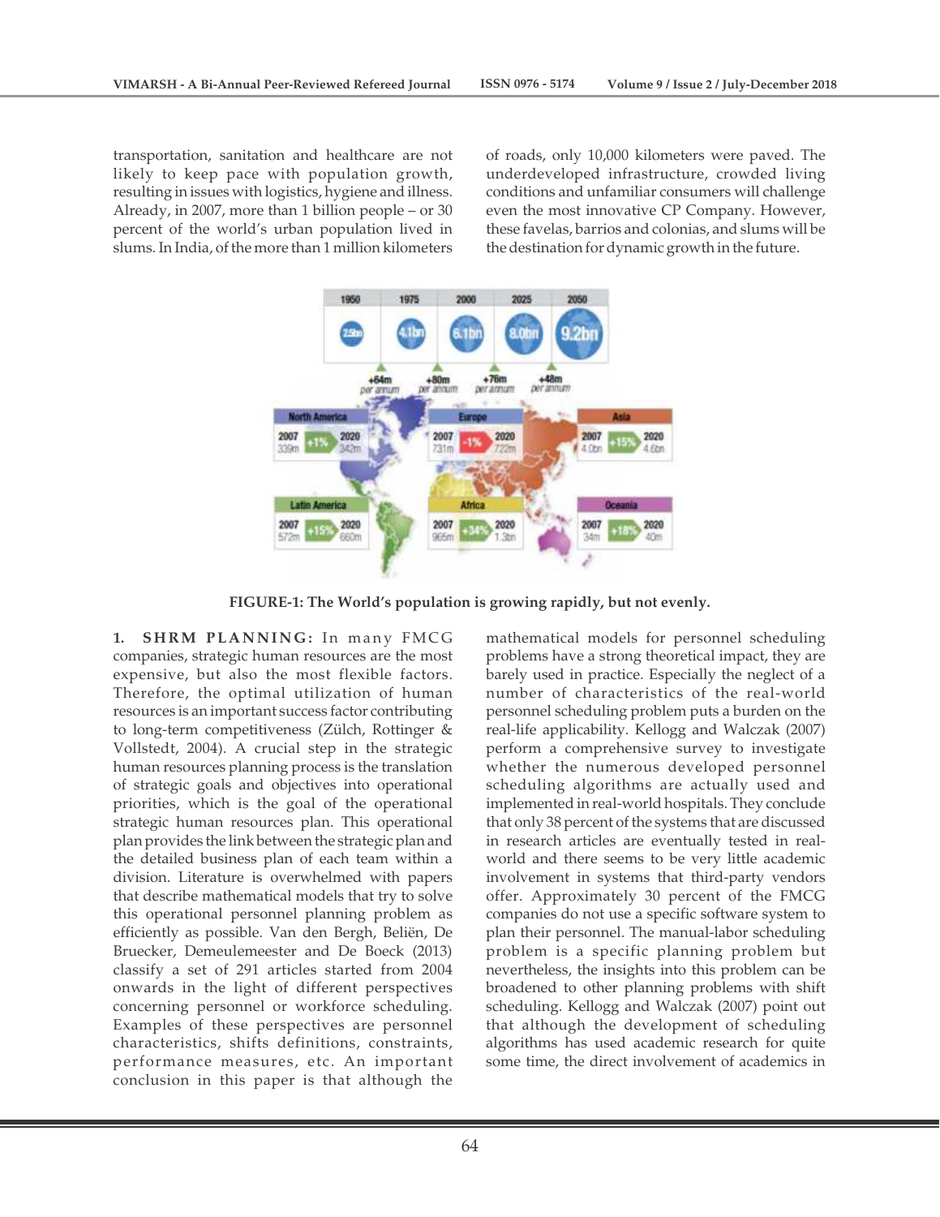transportation, sanitation and healthcare are not likely to keep pace with population growth, resulting in issues with logistics, hygiene and illness. Already, in 2007, more than 1 billion people – or 30 percent of the world's urban population lived in slums. In India, of the more than 1 million kilometers of roads, only 10,000 kilometers were paved. The underdeveloped infrastructure, crowded living conditions and unfamiliar consumers will challenge even the most innovative CP Company. However, these favelas, barrios and colonias, and slums will be the destination for dynamic growth in the future.

**FIGURE-1: The World's population is growing rapidly, but not evenly.**

**1. SHRM PLANNING:** In many FMCG companies, strategic human resources are the most expensive, but also the most flexible factors. Therefore, the optimal utilization of human resources is an important success factor contributing to long-term competitiveness (Zülch, Rottinger & Vollstedt, 2004). A crucial step in the strategic human resources planning process is the translation of strategic goals and objectives into operational priorities, which is the goal of the operational strategic human resources plan. This operational plan provides the link between the strategic plan and the detailed business plan of each team within a division. Literature is overwhelmed with papers that describe mathematical models that try to solve this operational personnel planning problem as efficiently as possible. Van den Bergh, Beliën, De Bruecker, Demeulemeester and De Boeck (2013) classify a set of 291 articles started from 2004 onwards in the light of different perspectives concerning personnel or workforce scheduling. Examples of these perspectives are personnel characteristics, shifts definitions, constraints, performance measures, etc. An important conclusion in this paper is that although the mathematical models for personnel scheduling problems have a strong theoretical impact, they are barely used in practice. Especially the neglect of a number of characteristics of the real-world personnel scheduling problem puts a burden on the real-life applicability. Kellogg and Walczak (2007) perform a comprehensive survey to investigate whether the numerous developed personnel scheduling algorithms are actually used and implemented in real-world hospitals. They conclude that only 38 percent of the systems that are discussed in research articles are eventually tested in real-world and there seems to be very little academic involvement in systems that third-party vendors offer. Approximately 30 percent of the FMCG companies do not use a specific software system to plan their personnel. The manual-labor scheduling problem is a specific planning problem but nevertheless, the insights into this problem can be broadened to other planning problems with shift scheduling. Kellogg and Walczak (2007) point out that although the development of scheduling algorithms has used academic research for quite some time, the direct involvement of academics in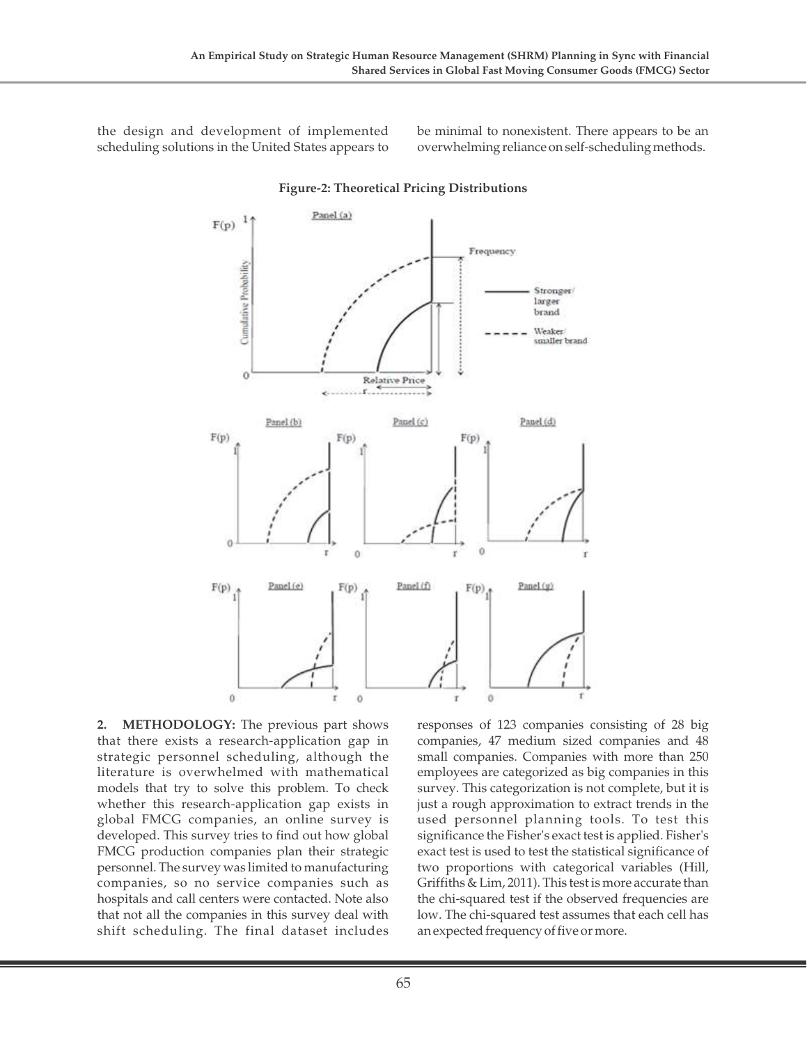the design and development of implemented scheduling solutions in the United States appears to be minimal to nonexistent. There appears to be an overwhelming reliance on self-scheduling methods.

**Figure-2: Theoretical Pricing Distributions**

**2. METHODOLOGY:** The previous part shows that there exists a research-application gap in strategic personnel scheduling, although the literature is overwhelmed with mathematical models that try to solve this problem. To check whether this research-application gap exists in global FMCG companies, an online survey is developed. This survey tries to find out how global FMCG production companies plan their strategic personnel. The survey was limited to manufacturing companies, so no service companies such as hospitals and call centers were contacted. Note also that not all the companies in this survey deal with shift scheduling. The final dataset includes responses of 123 companies consisting of 28 big companies, 47 medium sized companies and 48 small companies. Companies with more than 250 employees are categorized as big companies in this survey. This categorization is not complete, but it is just a rough approximation to extract trends in the used personnel planning tools. To test this significance the Fisher's exact test is applied. Fisher's exact test is used to test the statistical significance of two proportions with categorical variables (Hill, Griffiths & Lim, 2011). This test is more accurate than the chi-squared test if the observed frequencies are low. The chi-squared test assumes that each cell has an expected frequency of five or more.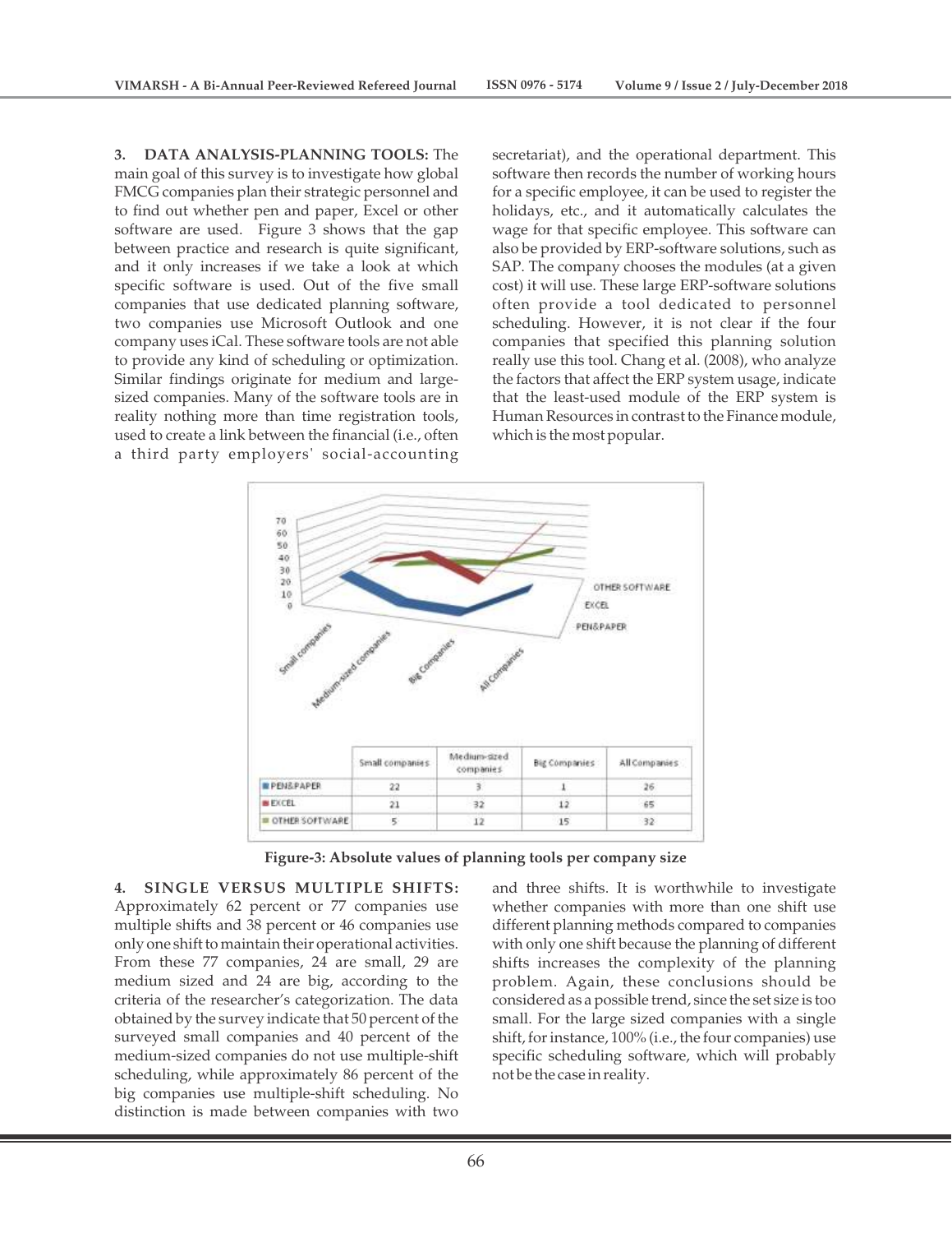**3. DATA ANALYSIS-PLANNING TOOLS:** The main goal of this survey is to investigate how global FMCG companies plan their strategic personnel and to find out whether pen and paper, Excel or other software are used. Figure 3 shows that the gap between practice and research is quite significant, and it only increases if we take a look at which specific software is used. Out of the five small companies that use dedicated planning software, two companies use Microsoft Outlook and one company uses iCal. These software tools are not able to provide any kind of scheduling or optimization. Similar findings originate for medium and large-sized companies. Many of the software tools are in reality nothing more than time registration tools, used to create a link between the financial (i.e., often a third party employers' social-accounting secretariat), and the operational department. This software then records the number of working hours for a specific employee, it can be used to register the holidays, etc., and it automatically calculates the wage for that specific employee. This software can also be provided by ERP-software solutions, such as SAP. The company chooses the modules (at a given cost) it will use. These large ERP-software solutions often provide a tool dedicated to personnel scheduling. However, it is not clear if the four companies that specified this planning solution really use this tool. Chang et al. (2008), who analyze the factors that affect the ERP system usage, indicate that the least-used module of the ERP system is Human Resources in contrast to the Finance module, which is the most popular.

| | Small companies | Medium-sized companies | Big Companies | All Companies |
|---|---|---|---|---|
| PEN&PAPER | 22 | 3 | 1 | 26 |
| EXCEL | 21 | 32 | 12 | 65 |
| OTHER SOFTWARE | 5 | 12 | 15 | 32 |

**Figure-3: Absolute values of planning tools per company size**

**4. SINGLE VERSUS MULTIPLE SHIFTS:** Approximately 62 percent or 77 companies use multiple shifts and 38 percent or 46 companies use only one shift to maintain their operational activities. From these 77 companies, 24 are small, 29 are medium sized and 24 are big, according to the criteria of the researcher's categorization. The data obtained by the survey indicate that 50 percent of the surveyed small companies and 40 percent of the medium-sized companies do not use multiple-shift scheduling, while approximately 86 percent of the big companies use multiple-shift scheduling. No distinction is made between companies with two and three shifts. It is worthwhile to investigate whether companies with more than one shift use different planning methods compared to companies with only one shift because the planning of different shifts increases the complexity of the planning problem. Again, these conclusions should be considered as a possible trend, since the set size is too small. For the large sized companies with a single shift, for instance, 100% (i.e., the four companies) use specific scheduling software, which will probably not be the case in reality.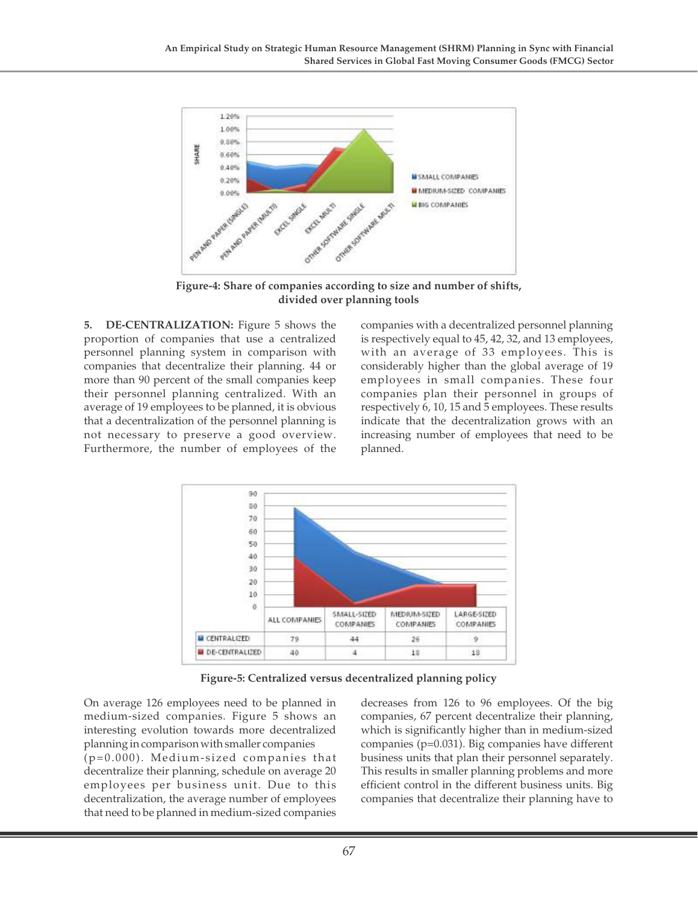**Figure-4: Share of companies according to size and number of shifts, divided over planning tools**

**5. DE-CENTRALIZATION:** Figure 5 shows the proportion of companies that use a centralized personnel planning system in comparison with companies that decentralize their planning. 44 or more than 90 percent of the small companies keep their personnel planning centralized. With an average of 19 employees to be planned, it is obvious that a decentralization of the personnel planning is not necessary to preserve a good overview. Furthermore, the number of employees of the companies with a decentralized personnel planning is respectively equal to 45, 42, 32, and 13 employees, with an average of 33 employees. This is considerably higher than the global average of 19 employees in small companies. These four companies plan their personnel in groups of respectively 6, 10, 15 and 5 employees. These results indicate that the decentralization grows with an increasing number of employees that need to be planned.

| | ALL COMPANIES | SMALL-SIZED COMPANIES | MEDIUM-SIZED COMPANIES | LARGE-SIZED COMPANIES |
|---|---|---|---|---|
| CENTRALIZED | 79 | 44 | 26 | 9 |
| DE-CENTRALIZED | 40 | 4 | 18 | 18 |

**Figure-5: Centralized versus decentralized planning policy**

On average 126 employees need to be planned in medium-sized companies. Figure 5 shows an interesting evolution towards more decentralized planning in comparison with smaller companies ($p=0.000$). Medium-sized companies that decentralize their planning, schedule on average 20 employees per business unit. Due to this decentralization, the average number of employees that need to be planned in medium-sized companies decreases from 126 to 96 employees. Of the big companies, 67 percent decentralize their planning, which is significantly higher than in medium-sized companies ($p=0.031$). Big companies have different business units that plan their personnel separately. This results in smaller planning problems and more efficient control in the different business units. Big companies that decentralize their planning have to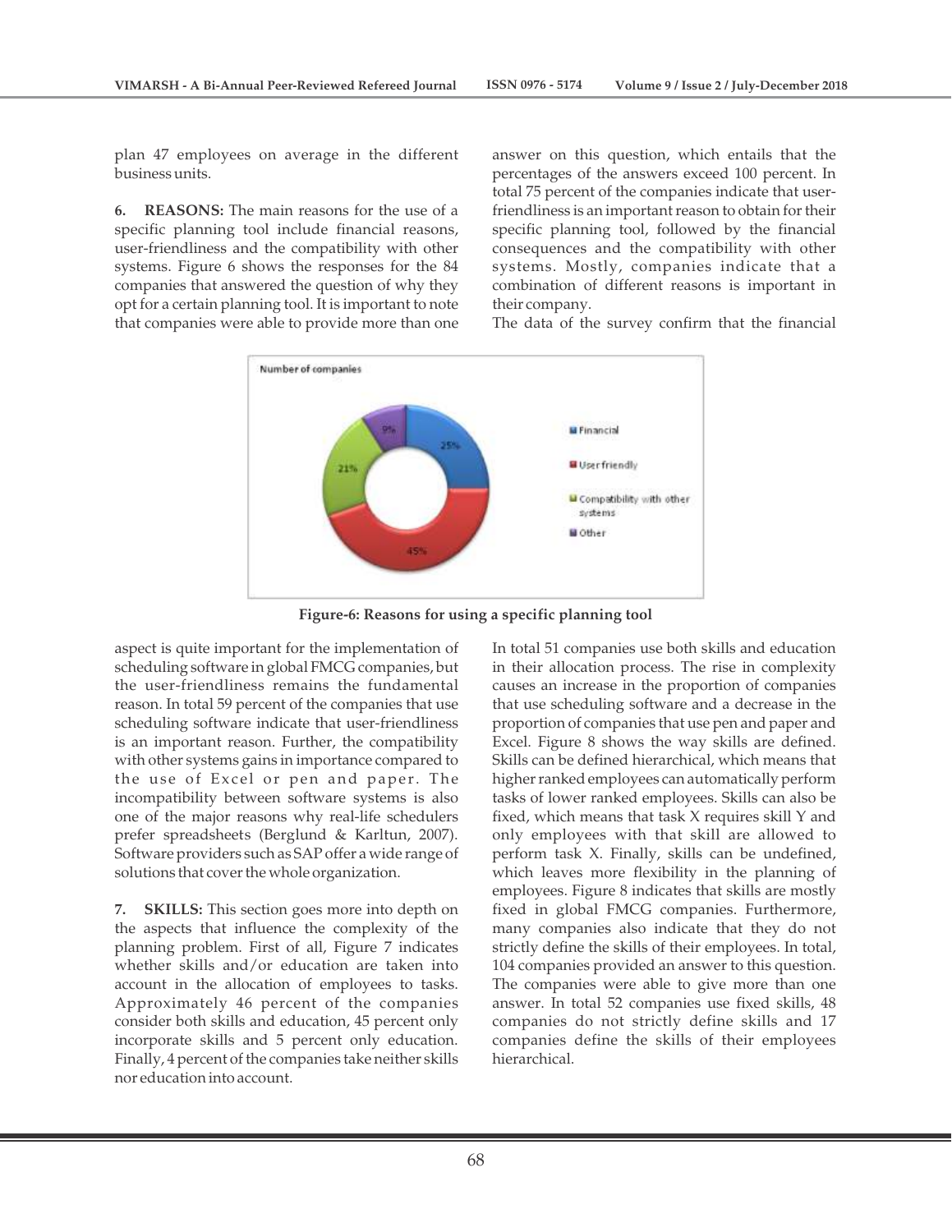plan 47 employees on average in the different business units.

**6. REASONS:** The main reasons for the use of a specific planning tool include financial reasons, user-friendliness and the compatibility with other systems. Figure 6 shows the responses for the 84 companies that answered the question of why they opt for a certain planning tool. It is important to note that companies were able to provide more than one answer on this question, which entails that the percentages of the answers exceed 100 percent. In total 75 percent of the companies indicate that user-friendliness is an important reason to obtain for their specific planning tool, followed by the financial consequences and the compatibility with other systems. Mostly, companies indicate that a combination of different reasons is important in their company.

The data of the survey confirm that the financial aspect is quite important for the implementation of scheduling software in global FMCG companies, but the user-friendliness remains the fundamental reason. In total 59 percent of the companies that use scheduling software indicate that user-friendliness is an important reason. Further, the compatibility with other systems gains in importance compared to the use of Excel or pen and paper. The incompatibility between software systems is also one of the major reasons why real-life schedulers prefer spreadsheets (Berglund & Karltun, 2007). Software providers such as SAP offer a wide range of solutions that cover the whole organization.

**Figure-6: Reasons for using a specific planning tool**

**7. SKILLS:** This section goes more into depth on the aspects that influence the complexity of the planning problem. First of all, Figure 7 indicates whether skills and/or education are taken into account in the allocation of employees to tasks. Approximately 46 percent of the companies consider both skills and education, 45 percent only incorporate skills and 5 percent only education. Finally, 4 percent of the companies take neither skills nor education into account.

In total 51 companies use both skills and education in their allocation process. The rise in complexity causes an increase in the proportion of companies that use scheduling software and a decrease in the proportion of companies that use pen and paper and Excel. Figure 8 shows the way skills are defined. Skills can be defined hierarchical, which means that higher ranked employees can automatically perform tasks of lower ranked employees. Skills can also be fixed, which means that task X requires skill Y and only employees with that skill are allowed to perform task X. Finally, skills can be undefined, which leaves more flexibility in the planning of employees. Figure 8 indicates that skills are mostly fixed in global FMCG companies. Furthermore, many companies also indicate that they do not strictly define the skills of their employees. In total, 104 companies provided an answer to this question. The companies were able to give more than one answer. In total 52 companies use fixed skills, 48 companies do not strictly define skills and 17 companies define the skills of their employees hierarchical.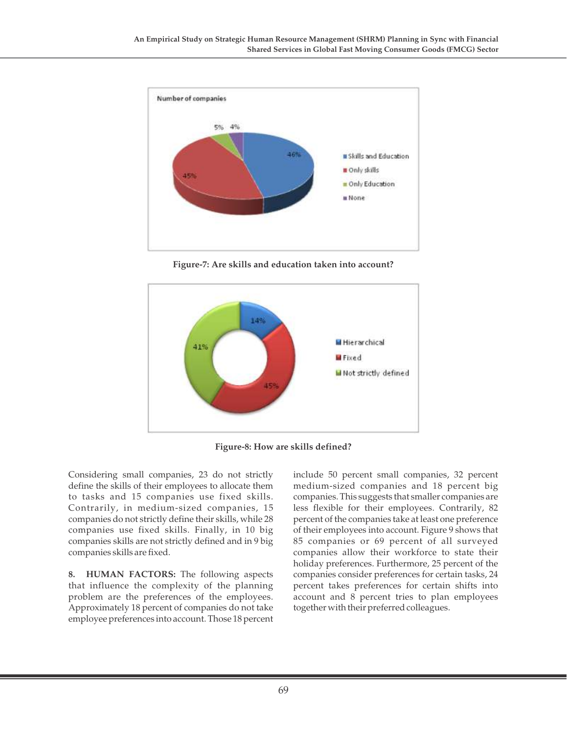Figure-7: Are skills and education taken into account?

Figure-8: How are skills defined?

Considering small companies, 23 do not strictly define the skills of their employees to allocate them to tasks and 15 companies use fixed skills. Contrarily, in medium-sized companies, 15 companies do not strictly define their skills, while 28 companies use fixed skills. Finally, in 10 big companies skills are not strictly defined and in 9 big companies skills are fixed.

**8. HUMAN FACTORS:** The following aspects that influence the complexity of the planning problem are the preferences of the employees. Approximately 18 percent of companies do not take employee preferences into account. Those 18 percent include 50 percent small companies, 32 percent medium-sized companies and 18 percent big companies. This suggests that smaller companies are less flexible for their employees. Contrarily, 82 percent of the companies take at least one preference of their employees into account. Figure 9 shows that 85 companies or 69 percent of all surveyed companies allow their workforce to state their holiday preferences. Furthermore, 25 percent of the companies consider preferences for certain tasks, 24 percent takes preferences for certain shifts into account and 8 percent tries to plan employees together with their preferred colleagues.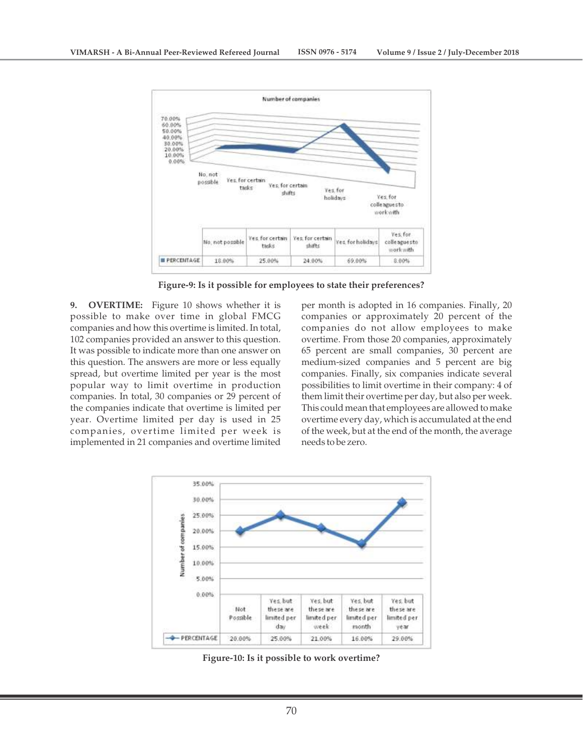| | No, not possible | Yes, for certain tasks | Yes, for certain shifts | Yes, for holidays | Yes, for colleagues to work with |
|---|---|---|---|---|---|
| PERCENTAGE | 18.00% | 25.00% | 24.00% | 69.00% | 8.00% |

**Figure-9: Is it possible for employees to state their preferences?**

**9. OVERTIME:** Figure 10 shows whether it is possible to make over time in global FMCG companies and how this overtime is limited. In total, 102 companies provided an answer to this question. It was possible to indicate more than one answer on this question. The answers are more or less equally spread, but overtime limited per year is the most popular way to limit overtime in production companies. In total, 30 companies or 29 percent of the companies indicate that overtime is limited per year. Overtime limited per day is used in 25 companies, overtime limited per week is implemented in 21 companies and overtime limited per month is adopted in 16 companies. Finally, 20 companies or approximately 20 percent of the companies do not allow employees to make overtime. From those 20 companies, approximately 65 percent are small companies, 30 percent are medium-sized companies and 5 percent are big companies. Finally, six companies indicate several possibilities to limit overtime in their company: 4 of them limit their overtime per day, but also per week. This could mean that employees are allowed to make overtime every day, which is accumulated at the end of the week, but at the end of the month, the average needs to be zero.

| | Not Possible | Yes, but these are limited per day | Yes, but these are limited per week | Yes, but these are limited per month | Yes, but these are limited per year |
|---|---|---|---|---|---|
| PERCENTAGE | 20.00% | 25.00% | 21.00% | 16.00% | 29.00% |

**Figure-10: Is it possible to work overtime?**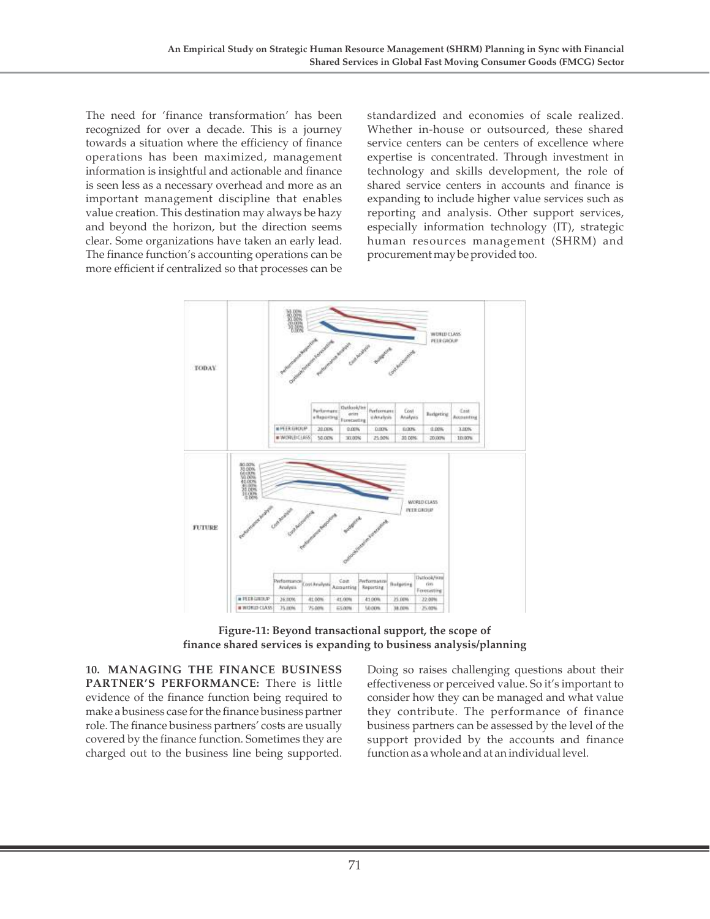The need for 'finance transformation' has been recognized for over a decade. This is a journey towards a situation where the efficiency of finance operations has been maximized, management information is insightful and actionable and finance is seen less as a necessary overhead and more as an important management discipline that enables value creation. This destination may always be hazy and beyond the horizon, but the direction seems clear. Some organizations have taken an early lead. The finance function's accounting operations can be more efficient if centralized so that processes can be standardized and economies of scale realized. Whether in-house or outsourced, these shared service centers can be centers of excellence where expertise is concentrated. Through investment in technology and skills development, the role of shared service centers in accounts and finance is expanding to include higher value services such as reporting and analysis. Other support services, especially information technology (IT), strategic human resources management (SHRM) and procurement may be provided too.

**TODAY**

| | Performance Reporting | Outlook/Interim Forecasting | Performance Analysis | Cost Analysis | Budgeting | Cost Accounting |
|---|---|---|---|---|---|---|
| PEER GROUP | 20.00% | 0.00% | 0.00% | 0.00% | 0.00% | 3.00% |
| WORLD CLASS | 50.00% | 30.00% | 25.00% | 20.00% | 20.00% | 10.00% |

**FUTURE**

| | Performance Analysis | Cost Analysis | Cost Accounting | Performance Reporting | Budgeting | Outlook/Interim Forecasting |
|---|---|---|---|---|---|---|
| PEER GROUP | 26.00% | 41.00% | 41.00% | 41.00% | 25.00% | 22.00% |
| WORLD CLASS | 75.00% | 75.00% | 65.00% | 50.00% | 38.00% | 25.00% |

**Figure-11: Beyond transactional support, the scope of finance shared services is expanding to business analysis/planning**

**10. MANAGING THE FINANCE BUSINESS PARTNER'S PERFORMANCE:** There is little evidence of the finance function being required to make a business case for the finance business partner role. The finance business partners' costs are usually covered by the finance function. Sometimes they are charged out to the business line being supported. Doing so raises challenging questions about their effectiveness or perceived value. So it's important to consider how they can be managed and what value they contribute. The performance of finance business partners can be assessed by the level of the support provided by the accounts and finance function as a whole and at an individual level.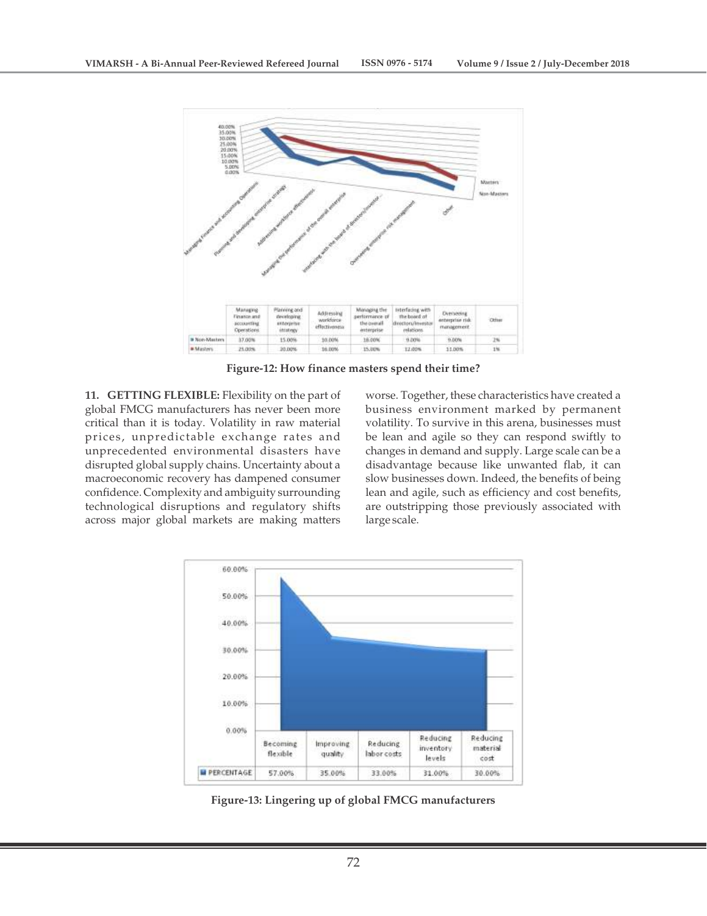| | Managing Finance and accounting Operations | Planning and developing enterprise strategy | Addressing workforce effectiveness | Managing the performance of the overall enterprise | Interfacing with the board of directors/investor relations | Overseeing enterprise risk management | Other |
|---|---|---|---|---|---|---|---|
| Non-Masters | 37.00% | 15.00% | 10.00% | 16.00% | 9.00% | 9.00% | 2% |
| Masters | 25.00% | 20.00% | 16.00% | 15.00% | 12.00% | 11.00% | 1% |

**Figure-12: How finance masters spend their time?**

**11. GETTING FLEXIBLE:** Flexibility on the part of global FMCG manufacturers has never been more critical than it is today. Volatility in raw material prices, unpredictable exchange rates and unprecedented environmental disasters have disrupted global supply chains. Uncertainty about a macroeconomic recovery has dampened consumer confidence. Complexity and ambiguity surrounding technological disruptions and regulatory shifts across major global markets are making matters worse. Together, these characteristics have created a business environment marked by permanent volatility. To survive in this arena, businesses must be lean and agile so they can respond swiftly to changes in demand and supply. Large scale can be a disadvantage because like unwanted flab, it can slow businesses down. Indeed, the benefits of being lean and agile, such as efficiency and cost benefits, are outstripping those previously associated with large scale.

| | Becoming flexible | Improving quality | Reducing labor costs | Reducing inventory levels | Reducing material cost |
|---|---|---|---|---|---|
| PERCENTAGE | 57.00% | 35.00% | 33.00% | 31.00% | 30.00% |

**Figure-13: Lingering up of global FMCG manufacturers**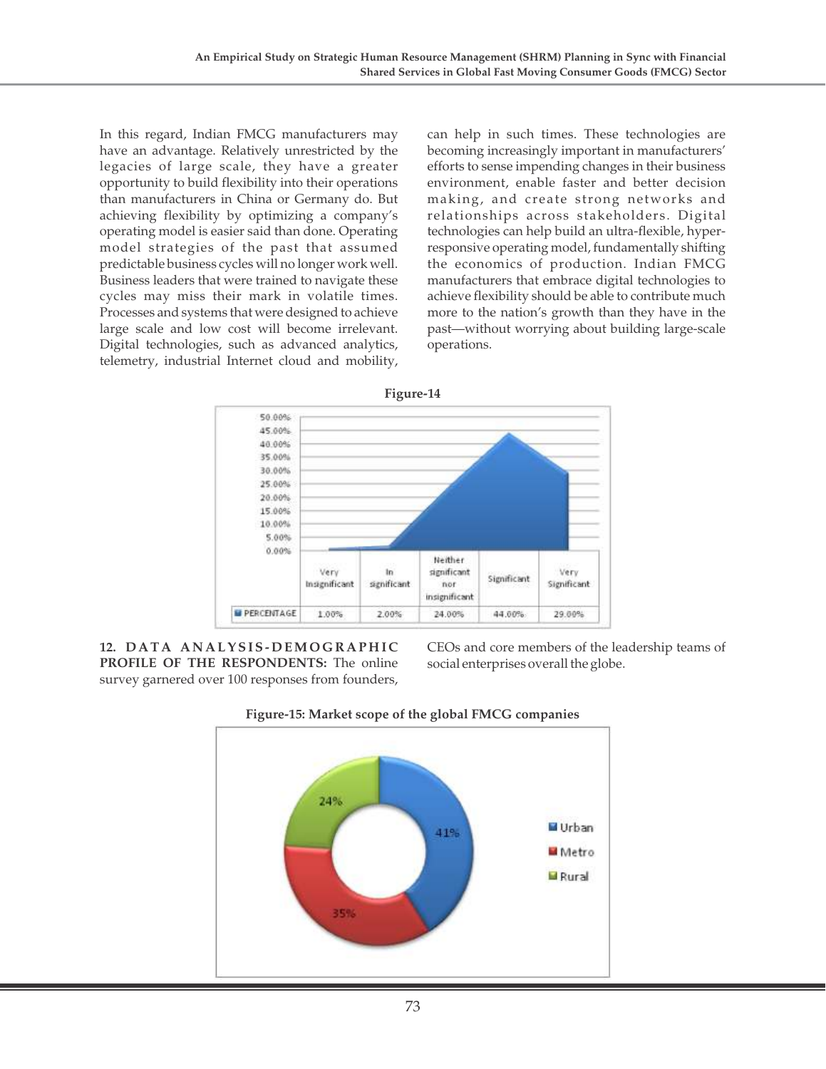In this regard, Indian FMCG manufacturers may have an advantage. Relatively unrestricted by the legacies of large scale, they have a greater opportunity to build flexibility into their operations than manufacturers in China or Germany do. But achieving flexibility by optimizing a company's operating model is easier said than done. Operating model strategies of the past that assumed predictable business cycles will no longer work well. Business leaders that were trained to navigate these cycles may miss their mark in volatile times. Processes and systems that were designed to achieve large scale and low cost will become irrelevant. Digital technologies, such as advanced analytics, telemetry, industrial Internet cloud and mobility, can help in such times. These technologies are becoming increasingly important in manufacturers' efforts to sense impending changes in their business environment, enable faster and better decision making, and create strong networks and relationships across stakeholders. Digital technologies can help build an ultra-flexible, hyper-responsive operating model, fundamentally shifting the economics of production. Indian FMCG manufacturers that embrace digital technologies to achieve flexibility should be able to contribute much more to the nation's growth than they have in the past—without worrying about building large-scale operations.

**Figure-14**

| | Very Insignificant | In significant | Neither significant nor insignificant | Significant | Very Significant |
|---|---|---|---|---|---|
| PERCENTAGE | 1.00% | 2.00% | 24.00% | 44.00% | 29.00% |

**12. DATA ANALYSIS-DEMOGRAPHIC PROFILE OF THE RESPONDENTS:** The online survey garnered over 100 responses from founders, CEOs and core members of the leadership teams of social enterprises overall the globe.

**Figure-15: Market scope of the global FMCG companies**

| Market | Percentage |
|---|---|
| Urban | 41% |
| Metro | 35% |
| Rural | 24% |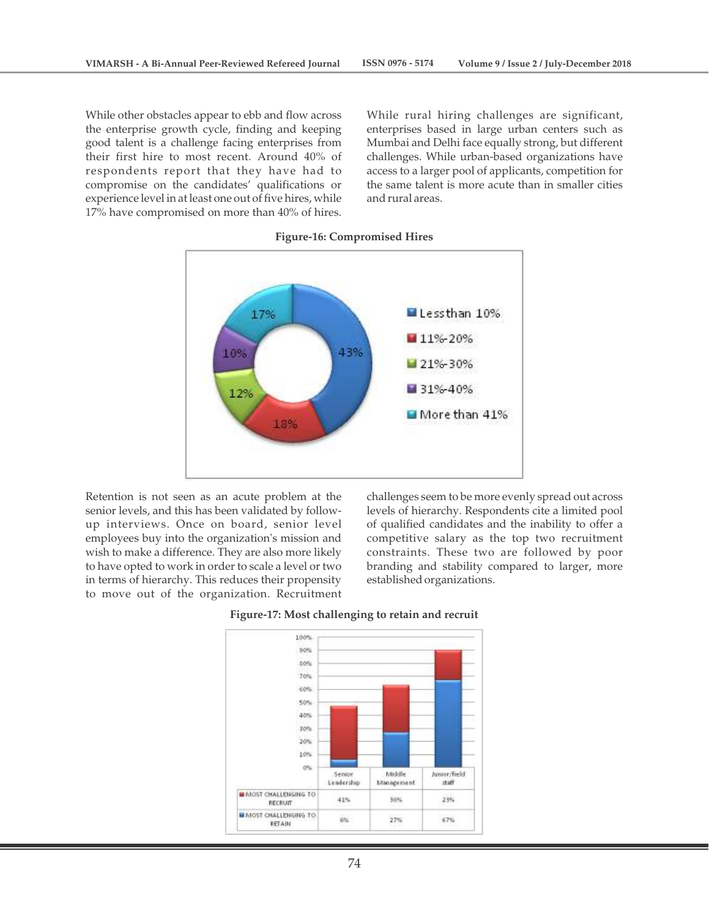While other obstacles appear to ebb and flow across the enterprise growth cycle, finding and keeping good talent is a challenge facing enterprises from their first hire to most recent. Around 40% of respondents report that they have had to compromise on the candidates' qualifications or experience level in at least one out of five hires, while 17% have compromised on more than 40% of hires.

While rural hiring challenges are significant, enterprises based in large urban centers such as Mumbai and Delhi face equally strong, but different challenges. While urban-based organizations have access to a larger pool of applicants, competition for the same talent is more acute than in smaller cities and rural areas.

**Figure-16: Compromised Hires**

| Category | Share |
|---|---|
| Lessthan 10% | 43% |
| 11%-20% | 18% |
| 21%-30% | 12% |
| 31%-40% | 10% |
| More than 41% | 17% |

Retention is not seen as an acute problem at the senior levels, and this has been validated by follow-up interviews. Once on board, senior level employees buy into the organization's mission and wish to make a difference. They are also more likely to have opted to work in order to scale a level or two in terms of hierarchy. This reduces their propensity to move out of the organization. Recruitment challenges seem to be more evenly spread out across levels of hierarchy. Respondents cite a limited pool of qualified candidates and the inability to offer a competitive salary as the top two recruitment constraints. These two are followed by poor branding and stability compared to larger, more established organizations.

**Figure-17: Most challenging to retain and recruit**

| | Senior Leadership | Middle Management | Junior/field staff |
|---|---|---|---|
| MOST CHALLENGING TO RECRUIT | 41% | 36% | 23% |
| MOST CHALLENGING TO RETAIN | 6% | 27% | 67% |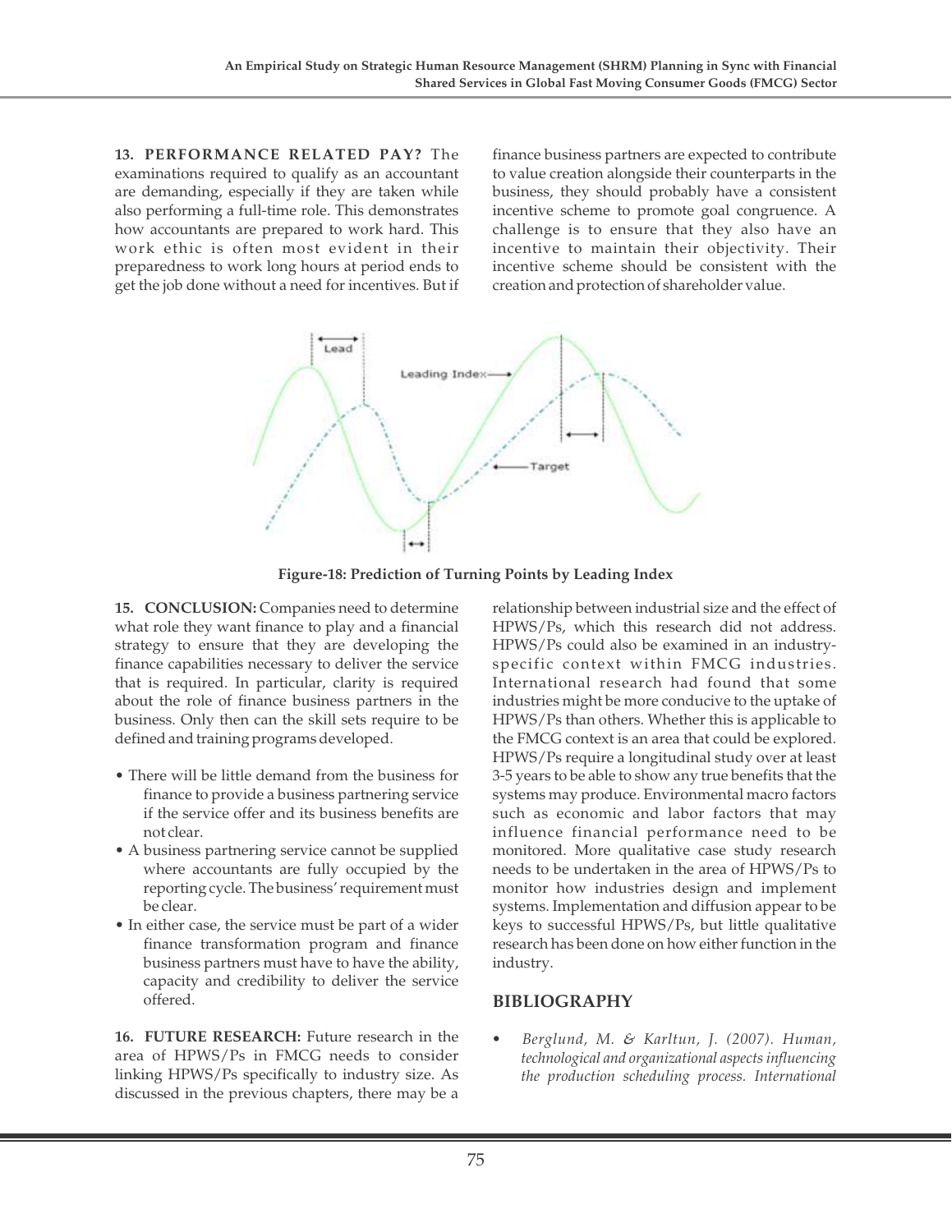**13. PERFORMANCE RELATED PAY?** The examinations required to qualify as an accountant are demanding, especially if they are taken while also performing a full-time role. This demonstrates how accountants are prepared to work hard. This work ethic is often most evident in their preparedness to work long hours at period ends to get the job done without a need for incentives. But if finance business partners are expected to contribute to value creation alongside their counterparts in the business, they should probably have a consistent incentive scheme to promote goal congruence. A challenge is to ensure that they also have an incentive to maintain their objectivity. Their incentive scheme should be consistent with the creation and protection of shareholder value.

**Figure-18: Prediction of Turning Points by Leading Index**

**15. CONCLUSION:** Companies need to determine what role they want finance to play and a financial strategy to ensure that they are developing the finance capabilities necessary to deliver the service that is required. In particular, clarity is required about the role of finance business partners in the business. Only then can the skill sets require to be defined and training programs developed.

- There will be little demand from the business for finance to provide a business partnering service if the service offer and its business benefits are not clear.
- A business partnering service cannot be supplied where accountants are fully occupied by the reporting cycle. The business' requirement must be clear.
- In either case, the service must be part of a wider finance transformation program and finance business partners must have to have the ability, capacity and credibility to deliver the service offered.

**16. FUTURE RESEARCH:** Future research in the area of HPWS/Ps in FMCG needs to consider linking HPWS/Ps specifically to industry size. As discussed in the previous chapters, there may be a relationship between industrial size and the effect of HPWS/Ps, which this research did not address. HPWS/Ps could also be examined in an industry-specific context within FMCG industries. International research had found that some industries might be more conducive to the uptake of HPWS/Ps than others. Whether this is applicable to the FMCG context is an area that could be explored. HPWS/Ps require a longitudinal study over at least 3-5 years to be able to show any true benefits that the systems may produce. Environmental macro factors such as economic and labor factors that may influence financial performance need to be monitored. More qualitative case study research needs to be undertaken in the area of HPWS/Ps to monitor how industries design and implement systems. Implementation and diffusion appear to be keys to successful HPWS/Ps, but little qualitative research has been done on how either function in the industry.

## BIBLIOGRAPHY

- *Berglund, M. & Karltun, J. (2007). Human, technological and organizational aspects influencing the production scheduling process. International*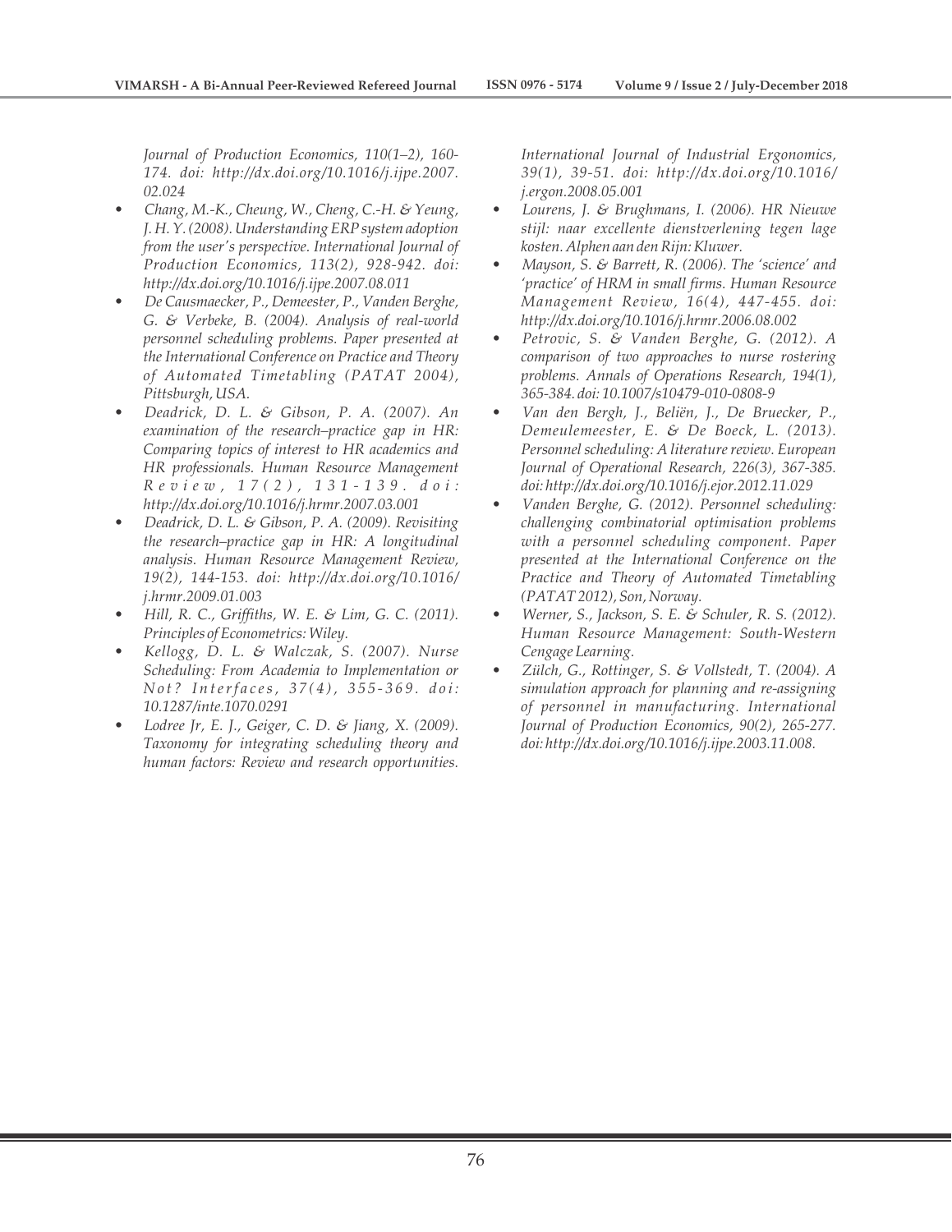*Journal of Production Economics, 110(1–2), 160-174. doi: http://dx.doi.org/10.1016/j.ijpe.2007.02.024*

- *Chang, M.-K., Cheung, W., Cheng, C.-H. & Yeung, J. H. Y. (2008). Understanding ERP system adoption from the user's perspective. International Journal of Production Economics, 113(2), 928-942. doi: http://dx.doi.org/10.1016/j.ijpe.2007.08.011*
- *De Causmaecker, P., Demeester, P., Vanden Berghe, G. & Verbeke, B. (2004). Analysis of real-world personnel scheduling problems. Paper presented at the International Conference on Practice and Theory of Automated Timetabling (PATAT 2004), Pittsburgh, USA.*
- *Deadrick, D. L. & Gibson, P. A. (2007). An examination of the research–practice gap in HR: Comparing topics of interest to HR academics and HR professionals. Human Resource Management Review, 17(2), 131-139. doi: http://dx.doi.org/10.1016/j.hrmr.2007.03.001*
- *Deadrick, D. L. & Gibson, P. A. (2009). Revisiting the research–practice gap in HR: A longitudinal analysis. Human Resource Management Review, 19(2), 144-153. doi: http://dx.doi.org/10.1016/j.hrmr.2009.01.003*
- *Hill, R. C., Griffiths, W. E. & Lim, G. C. (2011). Principles of Econometrics: Wiley.*
- *Kellogg, D. L. & Walczak, S. (2007). Nurse Scheduling: From Academia to Implementation or Not? Interfaces, 37(4), 355-369. doi: 10.1287/inte.1070.0291*
- *Lodree Jr, E. J., Geiger, C. D. & Jiang, X. (2009). Taxonomy for integrating scheduling theory and human factors: Review and research opportunities. International Journal of Industrial Ergonomics, 39(1), 39-51. doi: http://dx.doi.org/10.1016/j.ergon.2008.05.001*
- *Lourens, J. & Brughmans, I. (2006). HR Nieuwe stijl: naar excellente dienstverlening tegen lage kosten. Alphen aan den Rijn: Kluwer.*
- *Mayson, S. & Barrett, R. (2006). The 'science' and 'practice' of HRM in small firms. Human Resource Management Review, 16(4), 447-455. doi: http://dx.doi.org/10.1016/j.hrmr.2006.08.002*
- *Petrovic, S. & Vanden Berghe, G. (2012). A comparison of two approaches to nurse rostering problems. Annals of Operations Research, 194(1), 365-384. doi: 10.1007/s10479-010-0808-9*
- *Van den Bergh, J., Beliën, J., De Bruecker, P., Demeulemeester, E. & De Boeck, L. (2013). Personnel scheduling: A literature review. European Journal of Operational Research, 226(3), 367-385. doi: http://dx.doi.org/10.1016/j.ejor.2012.11.029*
- *Vanden Berghe, G. (2012). Personnel scheduling: challenging combinatorial optimisation problems with a personnel scheduling component. Paper presented at the International Conference on the Practice and Theory of Automated Timetabling (PATAT 2012), Son, Norway.*
- *Werner, S., Jackson, S. E. & Schuler, R. S. (2012). Human Resource Management: South-Western Cengage Learning.*
- *Zülch, G., Rottinger, S. & Vollstedt, T. (2004). A simulation approach for planning and re-assigning of personnel in manufacturing. International Journal of Production Economics, 90(2), 265-277. doi: http://dx.doi.org/10.1016/j.ijpe.2003.11.008.*